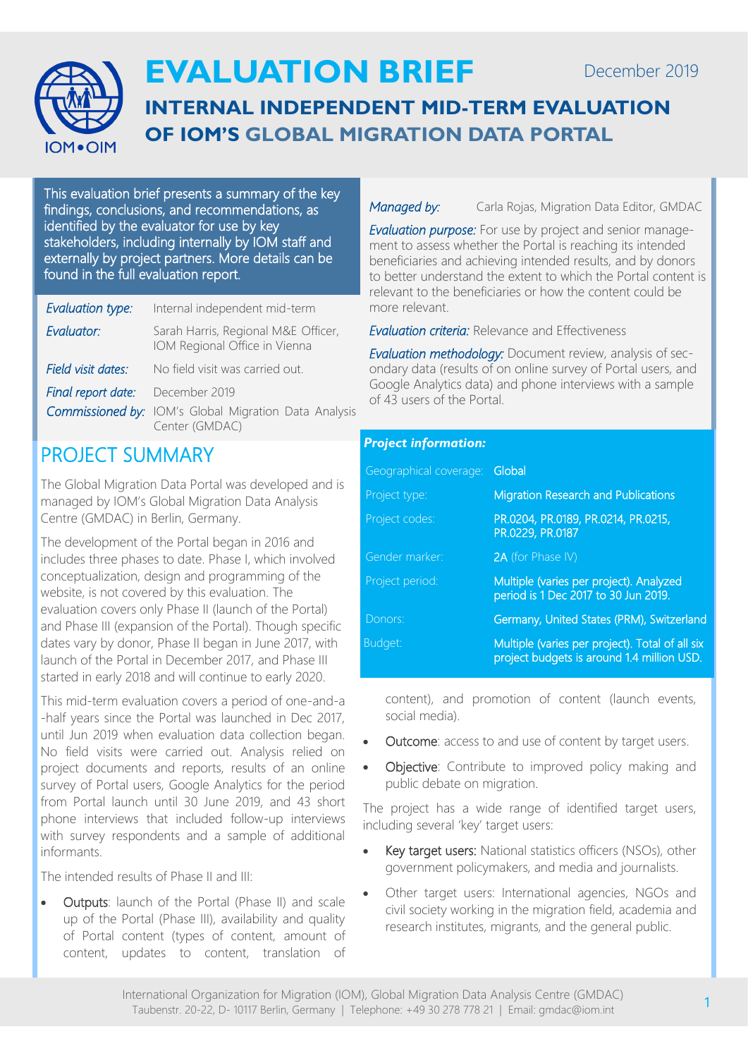# EVALUATION BRIEF

December 2019

## INTERNAL INDEPENDENT MID-TERM EVALUATION OF IOM'S GLOBAL MIGRATION DATA PORTAL

This evaluation brief presents a summary of the key findings, conclusions, and recommendations, as identified by the evaluator for use by key stakeholders, including internally by IOM staff and externally by project partners. More details can be found in the full evaluation report.

| | |
|---|---|
| *Evaluation type:* | Internal independent mid-term |
| *Evaluator:* | Sarah Harris, Regional M&E Officer, IOM Regional Office in Vienna |
| *Field visit dates:* | No field visit was carried out. |
| *Final report date:* | December 2019 |
| *Commissioned by:* | IOM's Global Migration Data Analysis Center (GMDAC) |

*Managed by:* Carla Rojas, Migration Data Editor, GMDAC

*Evaluation purpose:* For use by project and senior management to assess whether the Portal is reaching its intended beneficiaries and achieving intended results, and by donors to better understand the extent to which the Portal content is relevant to the beneficiaries or how the content could be more relevant.

*Evaluation criteria:* Relevance and Effectiveness

*Evaluation methodology:* Document review, analysis of secondary data (results of on online survey of Portal users, and Google Analytics data) and phone interviews with a sample of 43 users of the Portal.

***Project information:***

| | |
|---|---|
| Geographical coverage: | Global |
| Project type: | Migration Research and Publications |
| Project codes: | PR.0204, PR.0189, PR.0214, PR.0215, PR.0229, PR.0187 |
| Gender marker: | 2A (for Phase IV) |
| Project period: | Multiple (varies per project). Analyzed period is 1 Dec 2017 to 30 Jun 2019. |
| Donors: | Germany, United States (PRM), Switzerland |
| Budget: | Multiple (varies per project). Total of all six project budgets is around 1.4 million USD. |

## PROJECT SUMMARY

The Global Migration Data Portal was developed and is managed by IOM's Global Migration Data Analysis Centre (GMDAC) in Berlin, Germany.

The development of the Portal began in 2016 and includes three phases to date. Phase I, which involved conceptualization, design and programming of the website, is not covered by this evaluation. The evaluation covers only Phase II (launch of the Portal) and Phase III (expansion of the Portal). Though specific dates vary by donor, Phase II began in June 2017, with launch of the Portal in December 2017, and Phase III started in early 2018 and will continue to early 2020.

This mid-term evaluation covers a period of one-and-a-half years since the Portal was launched in Dec 2017, until Jun 2019 when evaluation data collection began. No field visits were carried out. Analysis relied on project documents and reports, results of an online survey of Portal users, Google Analytics for the period from Portal launch until 30 June 2019, and 43 short phone interviews that included follow-up interviews with survey respondents and a sample of additional informants.

The intended results of Phase II and III:

- Outputs: launch of the Portal (Phase II) and scale up of the Portal (Phase III), availability and quality of Portal content (types of content, amount of content, updates to content, translation of content), and promotion of content (launch events, social media).
- Outcome: access to and use of content by target users.
- Objective: Contribute to improved policy making and public debate on migration.

The project has a wide range of identified target users, including several 'key' target users:

- Key target users: National statistics officers (NSOs), other government policymakers, and media and journalists.
- Other target users: International agencies, NGOs and civil society working in the migration field, academia and research institutes, migrants, and the general public.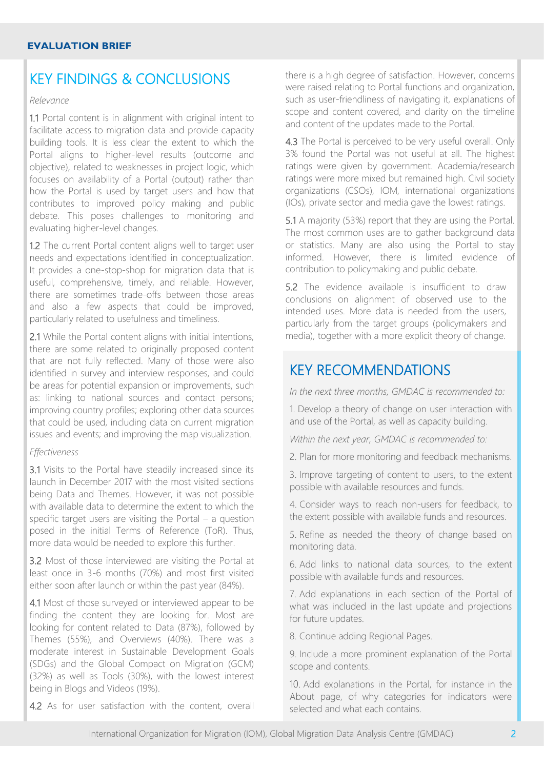**EVALUATION BRIEF**

## KEY FINDINGS & CONCLUSIONS

*Relevance*

1.1 Portal content is in alignment with original intent to facilitate access to migration data and provide capacity building tools. It is less clear the extent to which the Portal aligns to higher-level results (outcome and objective), related to weaknesses in project logic, which focuses on availability of a Portal (output) rather than how the Portal is used by target users and how that contributes to improved policy making and public debate. This poses challenges to monitoring and evaluating higher-level changes.

1.2 The current Portal content aligns well to target user needs and expectations identified in conceptualization. It provides a one-stop-shop for migration data that is useful, comprehensive, timely, and reliable. However, there are sometimes trade-offs between those areas and also a few aspects that could be improved, particularly related to usefulness and timeliness.

2.1 While the Portal content aligns with initial intentions, there are some related to originally proposed content that are not fully reflected. Many of those were also identified in survey and interview responses, and could be areas for potential expansion or improvements, such as: linking to national sources and contact persons; improving country profiles; exploring other data sources that could be used, including data on current migration issues and events; and improving the map visualization.

*Effectiveness*

3.1 Visits to the Portal have steadily increased since its launch in December 2017 with the most visited sections being Data and Themes. However, it was not possible with available data to determine the extent to which the specific target users are visiting the Portal – a question posed in the initial Terms of Reference (ToR). Thus, more data would be needed to explore this further.

3.2 Most of those interviewed are visiting the Portal at least once in 3-6 months (70%) and most first visited either soon after launch or within the past year (84%).

4.1 Most of those surveyed or interviewed appear to be finding the content they are looking for. Most are looking for content related to Data (87%), followed by Themes (55%), and Overviews (40%). There was a moderate interest in Sustainable Development Goals (SDGs) and the Global Compact on Migration (GCM) (32%) as well as Tools (30%), with the lowest interest being in Blogs and Videos (19%).

4.2 As for user satisfaction with the content, overall there is a high degree of satisfaction. However, concerns were raised relating to Portal functions and organization, such as user-friendliness of navigating it, explanations of scope and content covered, and clarity on the timeline and content of the updates made to the Portal.

4.3 The Portal is perceived to be very useful overall. Only 3% found the Portal was not useful at all. The highest ratings were given by government. Academia/research ratings were more mixed but remained high. Civil society organizations (CSOs), IOM, international organizations (IOs), private sector and media gave the lowest ratings.

5.1 A majority (53%) report that they are using the Portal. The most common uses are to gather background data or statistics. Many are also using the Portal to stay informed. However, there is limited evidence of contribution to policymaking and public debate.

5.2 The evidence available is insufficient to draw conclusions on alignment of observed use to the intended uses. More data is needed from the users, particularly from the target groups (policymakers and media), together with a more explicit theory of change.

## KEY RECOMMENDATIONS

*In the next three months, GMDAC is recommended to:*

1. Develop a theory of change on user interaction with and use of the Portal, as well as capacity building.

*Within the next year, GMDAC is recommended to:*

2. Plan for more monitoring and feedback mechanisms.
3. Improve targeting of content to users, to the extent possible with available resources and funds.
4. Consider ways to reach non-users for feedback, to the extent possible with available funds and resources.
5. Refine as needed the theory of change based on monitoring data.
6. Add links to national data sources, to the extent possible with available funds and resources.
7. Add explanations in each section of the Portal of what was included in the last update and projections for future updates.
8. Continue adding Regional Pages.
9. Include a more prominent explanation of the Portal scope and contents.
10. Add explanations in the Portal, for instance in the About page, of why categories for indicators were selected and what each contains.